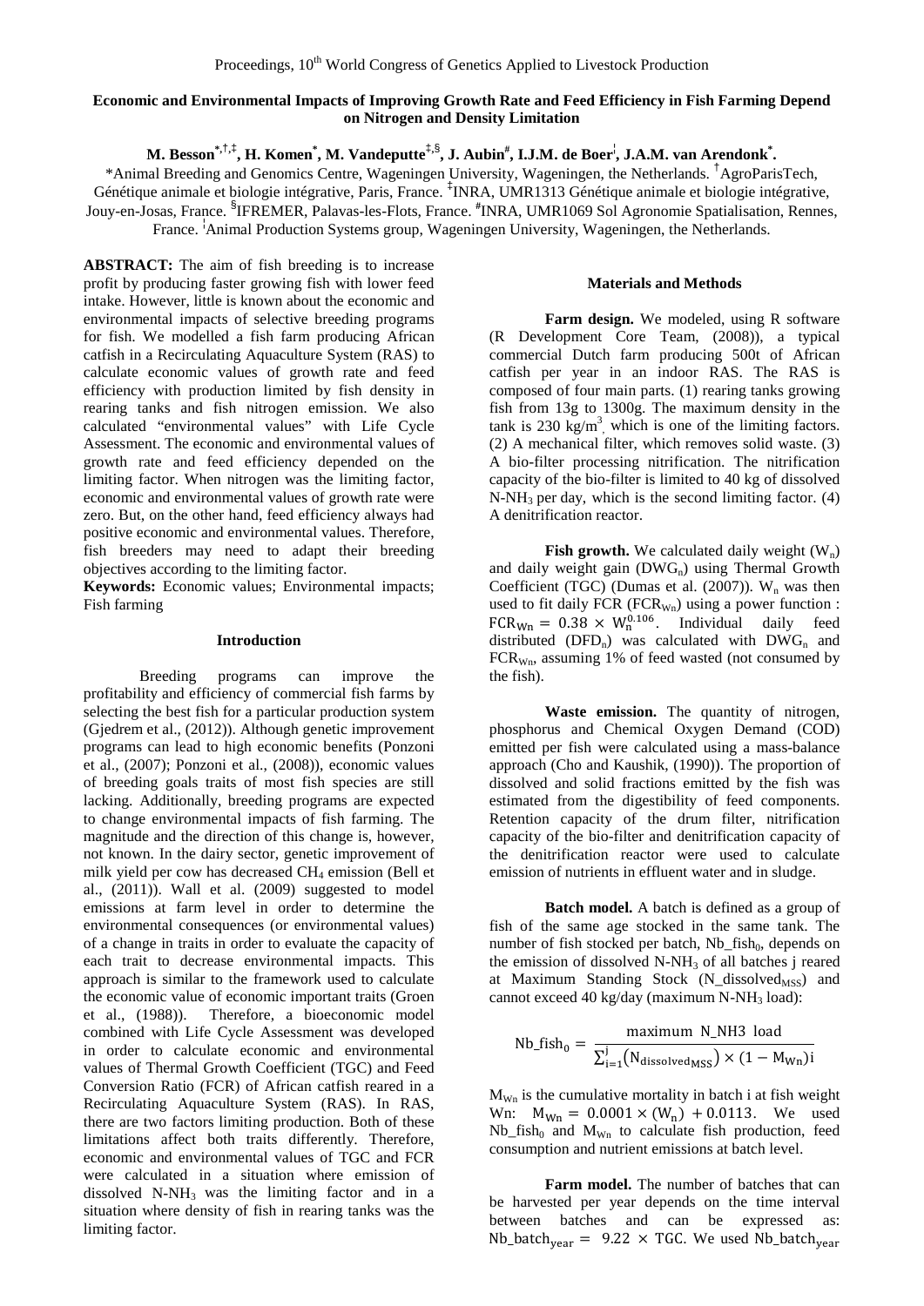## Economic and Environmental Impacts of Improving Growth Rate and Feed Efficiency in Fish Farming Depend on Nitrogen and Density Limitation

**M. Besson[*,†,‡], H. Komen[*], M. Vandeputte[‡,§], J. Aubin[#], I.J.M. de Boer[ǀ], J.A.M. van Arendonk[*].**

*Animal Breeding and Genomics Centre, Wageningen University, Wageningen, the Netherlands. †AgroParisTech, Génétique animale et biologie intégrative, Paris, France. ‡INRA, UMR1313 Génétique animale et biologie intégrative, Jouy-en-Josas, France. §IFREMER, Palavas-les-Flots, France. #INRA, UMR1069 Sol Agronomie Spatialisation, Rennes, France. ǀAnimal Production Systems group, Wageningen University, Wageningen, the Netherlands.

**ABSTRACT:** The aim of fish breeding is to increase profit by producing faster growing fish with lower feed intake. However, little is known about the economic and environmental impacts of selective breeding programs for fish. We modelled a fish farm producing African catfish in a Recirculating Aquaculture System (RAS) to calculate economic values of growth rate and feed efficiency with production limited by fish density in rearing tanks and fish nitrogen emission. We also calculated "environmental values" with Life Cycle Assessment. The economic and environmental values of growth rate and feed efficiency depended on the limiting factor. When nitrogen was the limiting factor, economic and environmental values of growth rate were zero. But, on the other hand, feed efficiency always had positive economic and environmental values. Therefore, fish breeders may need to adapt their breeding objectives according to the limiting factor.

**Keywords:** Economic values; Environmental impacts; Fish farming

### Introduction

Breeding programs can improve the profitability and efficiency of commercial fish farms by selecting the best fish for a particular production system (Gjedrem et al., (2012)). Although genetic improvement programs can lead to high economic benefits (Ponzoni et al., (2007); Ponzoni et al., (2008)), economic values of breeding goals traits of most fish species are still lacking. Additionally, breeding programs are expected to change environmental impacts of fish farming. The magnitude and the direction of this change is, however, not known. In the dairy sector, genetic improvement of milk yield per cow has decreased $CH_4$ emission (Bell et al., (2011)). Wall et al. (2009) suggested to model emissions at farm level in order to determine the environmental consequences (or environmental values) of a change in traits in order to evaluate the capacity of each trait to decrease environmental impacts. This approach is similar to the framework used to calculate the economic value of economic important traits (Groen et al., (1988)). Therefore, a bioeconomic model combined with Life Cycle Assessment was developed in order to calculate economic and environmental values of Thermal Growth Coefficient (TGC) and Feed Conversion Ratio (FCR) of African catfish reared in a Recirculating Aquaculture System (RAS). In RAS, there are two factors limiting production. Both of these limitations affect both traits differently. Therefore, economic and environmental values of TGC and FCR were calculated in a situation where emission of dissolved $N\text{-}NH_3$ was the limiting factor and in a situation where density of fish in rearing tanks was the limiting factor.

### Materials and Methods

**Farm design.** We modeled, using R software (R Development Core Team, (2008)), a typical commercial Dutch farm producing 500t of African catfish per year in an indoor RAS. The RAS is composed of four main parts. (1) rearing tanks growing fish from 13g to 1300g. The maximum density in the tank is 230 kg/m$^3$, which is one of the limiting factors. (2) A mechanical filter, which removes solid waste. (3) A bio-filter processing nitrification. The nitrification capacity of the bio-filter is limited to 40 kg of dissolved $N\text{-}NH_3$ per day, which is the second limiting factor. (4) A denitrification reactor.

**Fish growth.** We calculated daily weight ($W_n$) and daily weight gain ($DWG_n$) using Thermal Growth Coefficient (TGC) (Dumas et al. (2007)). $W_n$ was then used to fit daily FCR ($FCR_{Wn}$) using a power function : $FCR_{Wn} = 0.38 \times W_n^{0.106}$. Individual daily feed distributed ($DFD_n$) was calculated with $DWG_n$ and $FCR_{Wn}$, assuming 1% of feed wasted (not consumed by the fish).

**Waste emission.** The quantity of nitrogen, phosphorus and Chemical Oxygen Demand (COD) emitted per fish were calculated using a mass-balance approach (Cho and Kaushik, (1990)). The proportion of dissolved and solid fractions emitted by the fish was estimated from the digestibility of feed components. Retention capacity of the drum filter, nitrification capacity of the bio-filter and denitrification capacity of the denitrification reactor were used to calculate emission of nutrients in effluent water and in sludge.

**Batch model.** A batch is defined as a group of fish of the same age stocked in the same tank. The number of fish stocked per batch, $Nb\_fish_0$, depends on the emission of dissolved $N\text{-}NH_3$ of all batches j reared at Maximum Standing Stock ($N\_dissolved_{MSS}$) and cannot exceed 40 kg/day (maximum $N\text{-}NH_3$ load):

$$Nb\_fish_0 = \frac{\text{maximum N\_NH3 load}}{\sum_{i=1}^{j}\left(N_{dissolved_{MSS}}\right) \times (1 - M_{Wn})i}$$

$M_{Wn}$ is the cumulative mortality in batch i at fish weight Wn: $M_{Wn} = 0.0001 \times (W_n) + 0.0113$. We used $Nb\_fish_0$ and $M_{Wn}$ to calculate fish production, feed consumption and nutrient emissions at batch level.

**Farm model.** The number of batches that can be harvested per year depends on the time interval between batches and can be expressed as: $Nb\_batch_{year} = 9.22 \times TGC$. We used $Nb\_batch_{year}$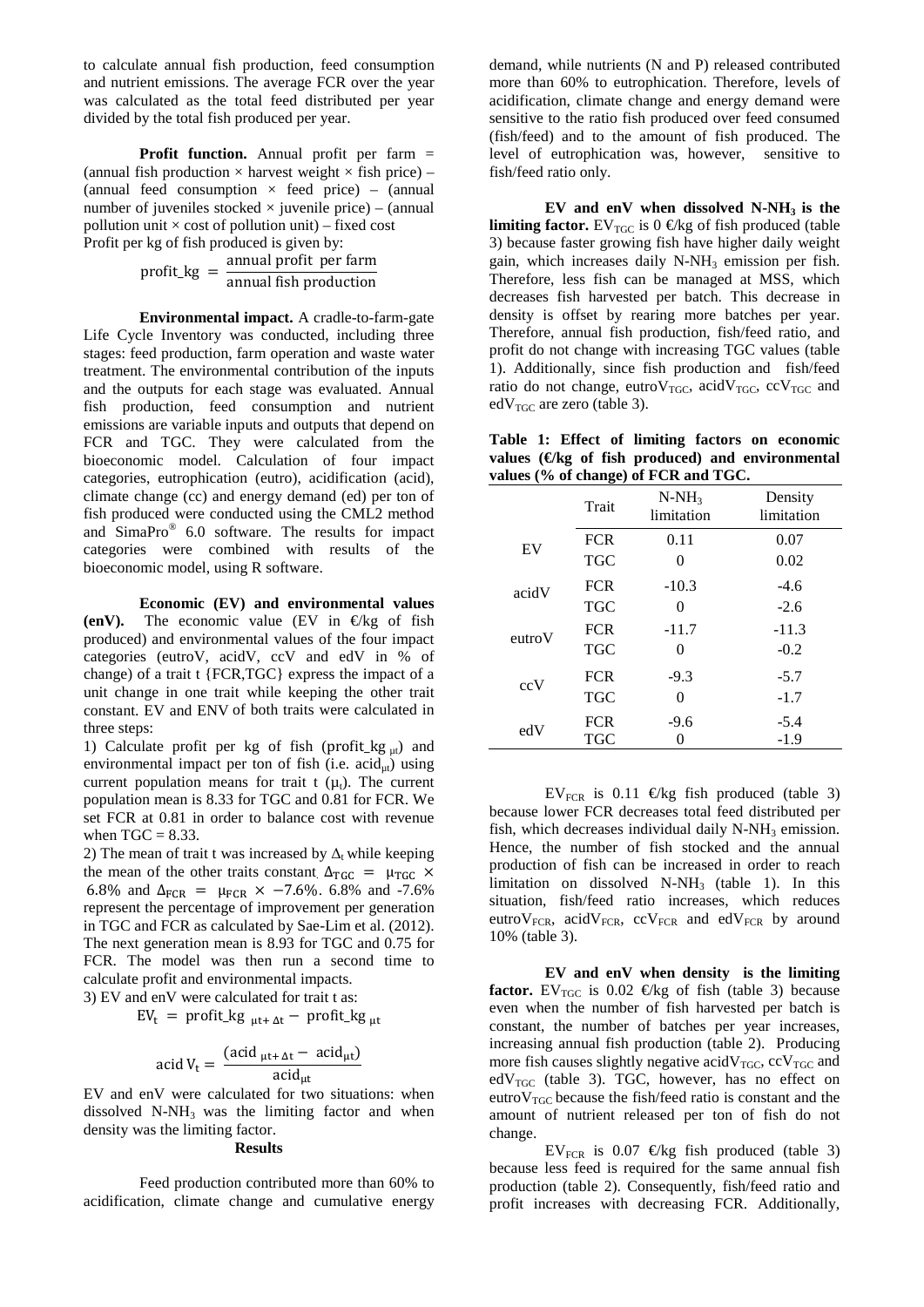to calculate annual fish production, feed consumption and nutrient emissions. The average FCR over the year was calculated as the total feed distributed per year divided by the total fish produced per year.

**Profit function.** Annual profit per farm = (annual fish production × harvest weight × fish price) – (annual feed consumption × feed price) – (annual number of juveniles stocked × juvenile price) – (annual pollution unit × cost of pollution unit) – fixed cost

Profit per kg of fish produced is given by:

$$\text{profit\_kg} = \frac{\text{annual profit per farm}}{\text{annual fish production}}$$

**Environmental impact.** A cradle-to-farm-gate Life Cycle Inventory was conducted, including three stages: feed production, farm operation and waste water treatment. The environmental contribution of the inputs and the outputs for each stage was evaluated. Annual fish production, feed consumption and nutrient emissions are variable inputs and outputs that depend on FCR and TGC. They were calculated from the bioeconomic model. Calculation of four impact categories, eutrophication (eutro), acidification (acid), climate change (cc) and energy demand (ed) per ton of fish produced were conducted using the CML2 method and SimaPro® 6.0 software. The results for impact categories were combined with results of the bioeconomic model, using R software.

**Economic (EV) and environmental values (enV).** The economic value (EV in €/kg of fish produced) and environmental values of the four impact categories (eutroV, acidV, ccV and edV in % of change) of a trait t {FCR,TGC} express the impact of a unit change in one trait while keeping the other trait constant. EV and ENV of both traits were calculated in three steps:

1) Calculate profit per kg of fish ($\text{profit\_kg}_{\mu t}$) and environmental impact per ton of fish (i.e. $\text{acid}_{\mu t}$) using current population means for trait t ($\mu_t$). The current population mean is 8.33 for TGC and 0.81 for FCR. We set FCR at 0.81 in order to balance cost with revenue when TGC = 8.33.

2) The mean of trait t was increased by $\Delta_t$ while keeping the mean of the other traits constant. $\Delta_{TGC} = \mu_{TGC} \times 6.8\%$ and $\Delta_{FCR} = \mu_{FCR} \times -7.6\%$. 6.8% and -7.6% represent the percentage of improvement per generation in TGC and FCR as calculated by Sae-Lim et al. (2012). The next generation mean is 8.93 for TGC and 0.75 for FCR. The model was then run a second time to calculate profit and environmental impacts.

3) EV and enV were calculated for trait t as:

$$EV_t = \text{profit\_kg}_{\mu t+\Delta t} - \text{profit\_kg}_{\mu t}$$

$$\text{acid}\,V_t = \frac{(\text{acid}_{\mu t+\Delta t} - \text{acid}_{\mu t})}{\text{acid}_{\mu t}}$$

EV and enV were calculated for two situations: when dissolved N-$NH_3$ was the limiting factor and when density was the limiting factor.

## Results

Feed production contributed more than 60% to acidification, climate change and cumulative energy demand, while nutrients (N and P) released contributed more than 60% to eutrophication. Therefore, levels of acidification, climate change and energy demand were sensitive to the ratio fish produced over feed consumed (fish/feed) and to the amount of fish produced. The level of eutrophication was, however, sensitive to fish/feed ratio only.

**EV and enV when dissolved N-$NH_3$ is the limiting factor.** $EV_{TGC}$ is 0 €/kg of fish produced (table 3) because faster growing fish have higher daily weight gain, which increases daily N-$NH_3$ emission per fish. Therefore, less fish can be managed at MSS, which decreases fish harvested per batch. This decrease in density is offset by rearing more batches per year. Therefore, annual fish production, fish/feed ratio, and profit do not change with increasing TGC values (table 1). Additionally, since fish production and fish/feed ratio do not change, $\text{eutroV}_{TGC}$, $\text{acidV}_{TGC}$, $\text{ccV}_{TGC}$ and $\text{edV}_{TGC}$ are zero (table 3).

**Table 1: Effect of limiting factors on economic values (€/kg of fish produced) and environmental values (% of change) of FCR and TGC.**

| | Trait | N-$NH_3$ limitation | Density limitation |
|---|---|---|---|
| EV | FCR | 0.11 | 0.07 |
| | TGC | 0 | 0.02 |
| acidV | FCR | -10.3 | -4.6 |
| | TGC | 0 | -2.6 |
| eutroV | FCR | -11.7 | -11.3 |
| | TGC | 0 | -0.2 |
| ccV | FCR | -9.3 | -5.7 |
| | TGC | 0 | -1.7 |
| edV | FCR | -9.6 | -5.4 |
| | TGC | 0 | -1.9 |

$EV_{FCR}$ is 0.11 €/kg fish produced (table 3) because lower FCR decreases total feed distributed per fish, which decreases individual daily N-$NH_3$ emission. Hence, the number of fish stocked and the annual production of fish can be increased in order to reach limitation on dissolved N-$NH_3$ (table 1). In this situation, fish/feed ratio increases, which reduces $\text{eutroV}_{FCR}$, $\text{acidV}_{FCR}$, $\text{ccV}_{FCR}$ and $\text{edV}_{FCR}$ by around 10% (table 3).

**EV and enV when density is the limiting factor.** $EV_{TGC}$ is 0.02 €/kg of fish (table 3) because even when the number of fish harvested per batch is constant, the number of batches per year increases, increasing annual fish production (table 2). Producing more fish causes slightly negative $\text{acidV}_{TGC}$, $\text{ccV}_{TGC}$ and $\text{edV}_{TGC}$ (table 3). TGC, however, has no effect on $\text{eutroV}_{TGC}$ because the fish/feed ratio is constant and the amount of nutrient released per ton of fish do not change.

$EV_{FCR}$ is 0.07 €/kg fish produced (table 3) because less feed is required for the same annual fish production (table 2). Consequently, fish/feed ratio and profit increases with decreasing FCR. Additionally,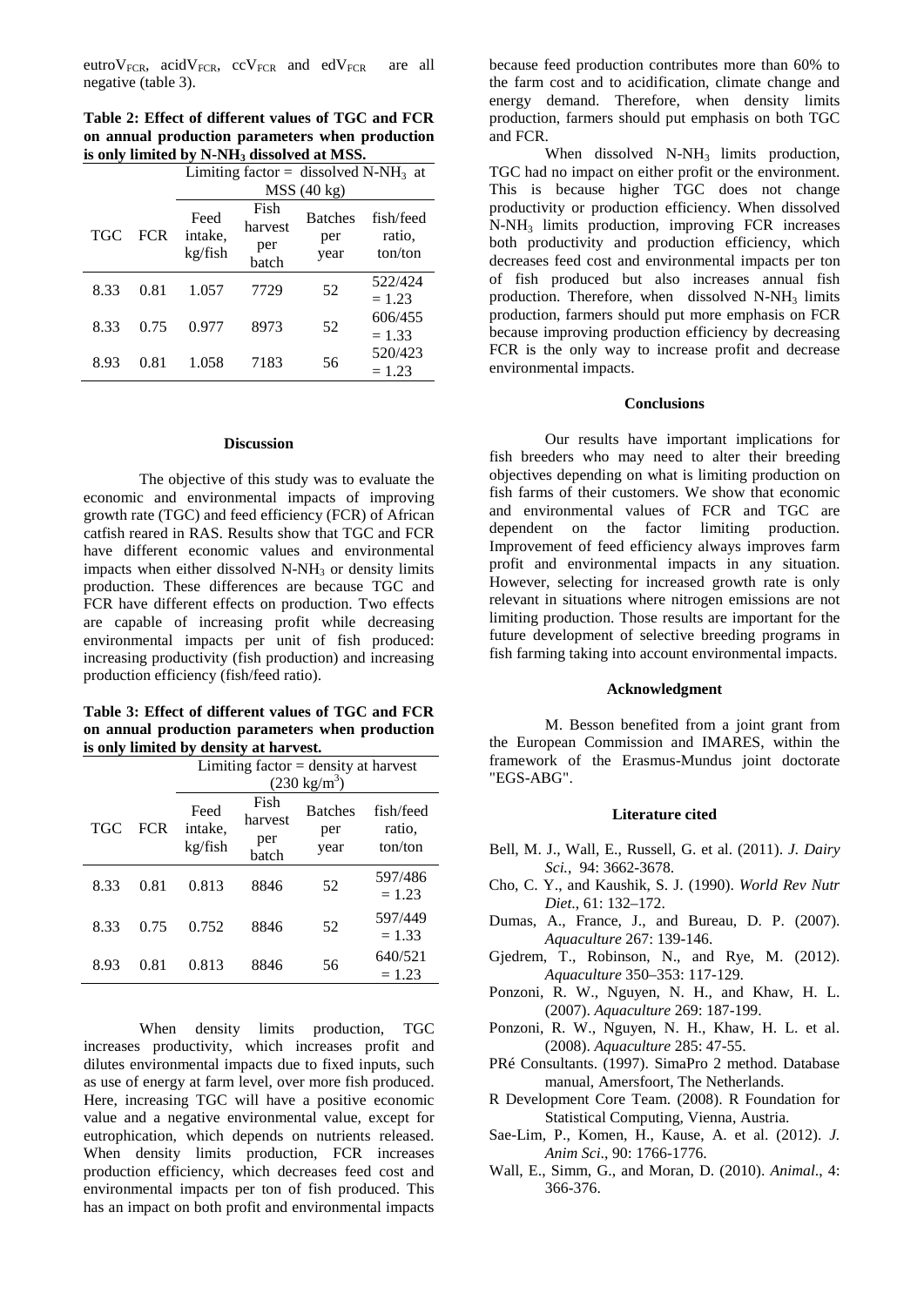$eutroV_{FCR}$, $acidV_{FCR}$, $ccV_{FCR}$ and $edV_{FCR}$ are all negative (table 3).

**Table 2: Effect of different values of TGC and FCR on annual production parameters when production is only limited by $N\text{-}NH_3$ dissolved at MSS.**

| | | Limiting factor = dissolved $N\text{-}NH_3$ at MSS (40 kg) | | | |
|---|---|---|---|---|---|
| TGC | FCR | Feed intake, kg/fish | Fish harvest per batch | Batches per year | fish/feed ratio, ton/ton |
| 8.33 | 0.81 | 1.057 | 7729 | 52 | 522/424 = 1.23 |
| 8.33 | 0.75 | 0.977 | 8973 | 52 | 606/455 = 1.33 |
| 8.93 | 0.81 | 1.058 | 7183 | 56 | 520/423 = 1.23 |

## Discussion

The objective of this study was to evaluate the economic and environmental impacts of improving growth rate (TGC) and feed efficiency (FCR) of African catfish reared in RAS. Results show that TGC and FCR have different economic values and environmental impacts when either dissolved $N\text{-}NH_3$ or density limits production. These differences are because TGC and FCR have different effects on production. Two effects are capable of increasing profit while decreasing environmental impacts per unit of fish produced: increasing productivity (fish production) and increasing production efficiency (fish/feed ratio).

**Table 3: Effect of different values of TGC and FCR on annual production parameters when production is only limited by density at harvest.**

| | | Limiting factor = density at harvest (230 $kg/m^3$) | | | |
|---|---|---|---|---|---|
| TGC | FCR | Feed intake, kg/fish | Fish harvest per batch | Batches per year | fish/feed ratio, ton/ton |
| 8.33 | 0.81 | 0.813 | 8846 | 52 | 597/486 = 1.23 |
| 8.33 | 0.75 | 0.752 | 8846 | 52 | 597/449 = 1.33 |
| 8.93 | 0.81 | 0.813 | 8846 | 56 | 640/521 = 1.23 |

When density limits production, TGC increases productivity, which increases profit and dilutes environmental impacts due to fixed inputs, such as use of energy at farm level, over more fish produced. Here, increasing TGC will have a positive economic value and a negative environmental value, except for eutrophication, which depends on nutrients released. When density limits production, FCR increases production efficiency, which decreases feed cost and environmental impacts per ton of fish produced. This has an impact on both profit and environmental impacts because feed production contributes more than 60% to the farm cost and to acidification, climate change and energy demand. Therefore, when density limits production, farmers should put emphasis on both TGC and FCR.

When dissolved $N\text{-}NH_3$ limits production, TGC had no impact on either profit or the environment. This is because higher TGC does not change productivity or production efficiency. When dissolved $N\text{-}NH_3$ limits production, improving FCR increases both productivity and production efficiency, which decreases feed cost and environmental impacts per ton of fish produced but also increases annual fish production. Therefore, when dissolved $N\text{-}NH_3$ limits production, farmers should put more emphasis on FCR because improving production efficiency by decreasing FCR is the only way to increase profit and decrease environmental impacts.

## Conclusions

Our results have important implications for fish breeders who may need to alter their breeding objectives depending on what is limiting production on fish farms of their customers. We show that economic and environmental values of FCR and TGC are dependent on the factor limiting production. Improvement of feed efficiency always improves farm profit and environmental impacts in any situation. However, selecting for increased growth rate is only relevant in situations where nitrogen emissions are not limiting production. Those results are important for the future development of selective breeding programs in fish farming taking into account environmental impacts.

## Acknowledgment

M. Besson benefited from a joint grant from the European Commission and IMARES, within the framework of the Erasmus-Mundus joint doctorate "EGS-ABG".

## Literature cited

- Bell, M. J., Wall, E., Russell, G. et al. (2011). *J. Dairy Sci.*, 94: 3662-3678.
- Cho, C. Y., and Kaushik, S. J. (1990). *World Rev Nutr Diet*., 61: 132–172.
- Dumas, A., France, J., and Bureau, D. P. (2007). *Aquaculture* 267: 139-146.
- Gjedrem, T., Robinson, N., and Rye, M. (2012). *Aquaculture* 350–353: 117-129.
- Ponzoni, R. W., Nguyen, N. H., and Khaw, H. L. (2007). *Aquaculture* 269: 187-199.
- Ponzoni, R. W., Nguyen, N. H., Khaw, H. L. et al. (2008). *Aquaculture* 285: 47-55.
- PRé Consultants. (1997). SimaPro 2 method. Database manual, Amersfoort, The Netherlands.
- R Development Core Team. (2008). R Foundation for Statistical Computing, Vienna, Austria.
- Sae-Lim, P., Komen, H., Kause, A. et al. (2012). *J. Anim Sci*., 90: 1766-1776.
- Wall, E., Simm, G., and Moran, D. (2010). *Animal*., 4: 366-376.